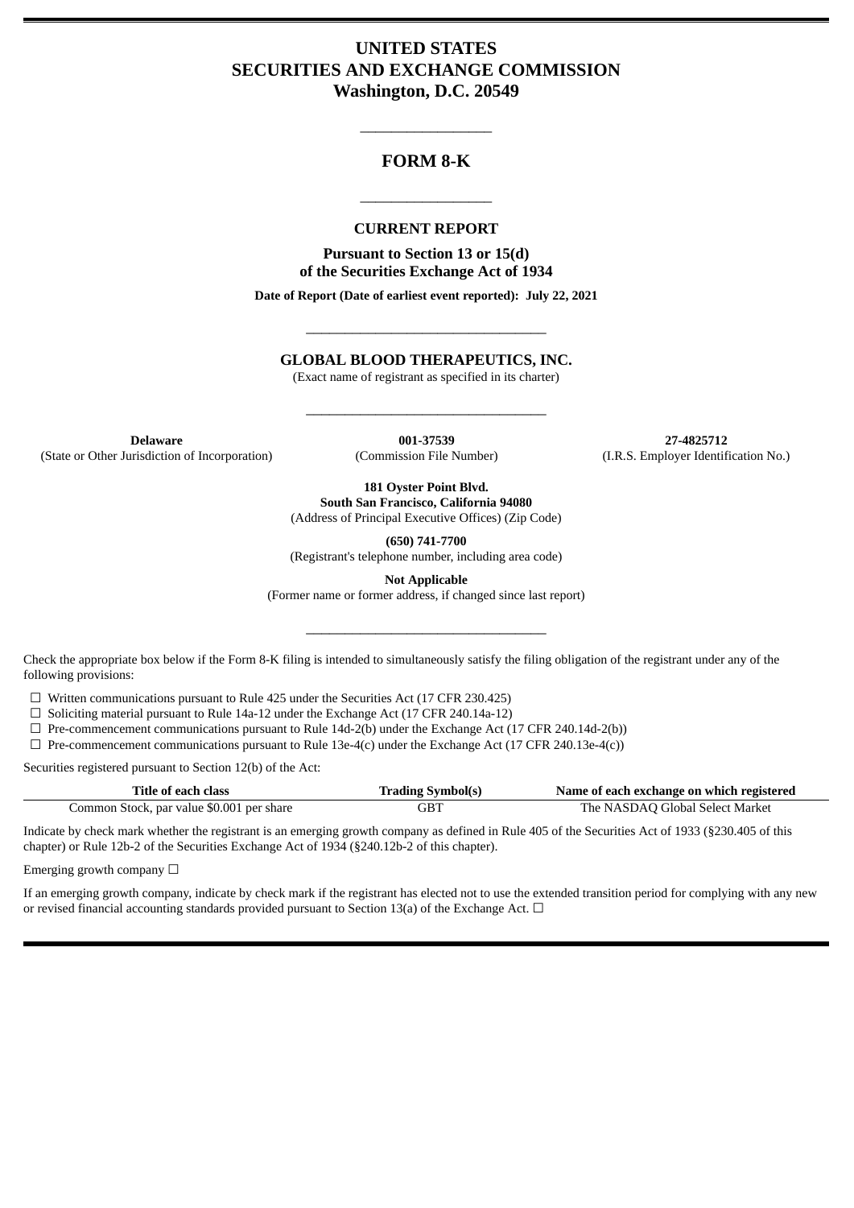# UNITED STATES
# SECURITIES AND EXCHANGE COMMISSION
**Washington, D.C. 20549**

---

## FORM 8-K

---

### CURRENT REPORT

**Pursuant to Section 13 or 15(d)**
**of the Securities Exchange Act of 1934**

**Date of Report (Date of earliest event reported): July 22, 2021**

---

**GLOBAL BLOOD THERAPEUTICS, INC.**

(Exact name of registrant as specified in its charter)

---

| **Delaware** | **001-37539** | **27-4825712** |
|---|---|---|
| (State or Other Jurisdiction of Incorporation) | (Commission File Number) | (I.R.S. Employer Identification No.) |

**181 Oyster Point Blvd.**
**South San Francisco, California 94080**
(Address of Principal Executive Offices) (Zip Code)

**(650) 741-7700**
(Registrant's telephone number, including area code)

**Not Applicable**
(Former name or former address, if changed since last report)

---

Check the appropriate box below if the Form 8-K filing is intended to simultaneously satisfy the filing obligation of the registrant under any of the following provisions:

☐ Written communications pursuant to Rule 425 under the Securities Act (17 CFR 230.425)
☐ Soliciting material pursuant to Rule 14a-12 under the Exchange Act (17 CFR 240.14a-12)
☐ Pre-commencement communications pursuant to Rule 14d-2(b) under the Exchange Act (17 CFR 240.14d-2(b))
☐ Pre-commencement communications pursuant to Rule 13e-4(c) under the Exchange Act (17 CFR 240.13e-4(c))

Securities registered pursuant to Section 12(b) of the Act:

| Title of each class | Trading Symbol(s) | Name of each exchange on which registered |
|---|---|---|
| Common Stock, par value $0.001 per share | GBT | The NASDAQ Global Select Market |

Indicate by check mark whether the registrant is an emerging growth company as defined in Rule 405 of the Securities Act of 1933 (§230.405 of this chapter) or Rule 12b-2 of the Securities Exchange Act of 1934 (§240.12b-2 of this chapter).

Emerging growth company ☐

If an emerging growth company, indicate by check mark if the registrant has elected not to use the extended transition period for complying with any new or revised financial accounting standards provided pursuant to Section 13(a) of the Exchange Act. ☐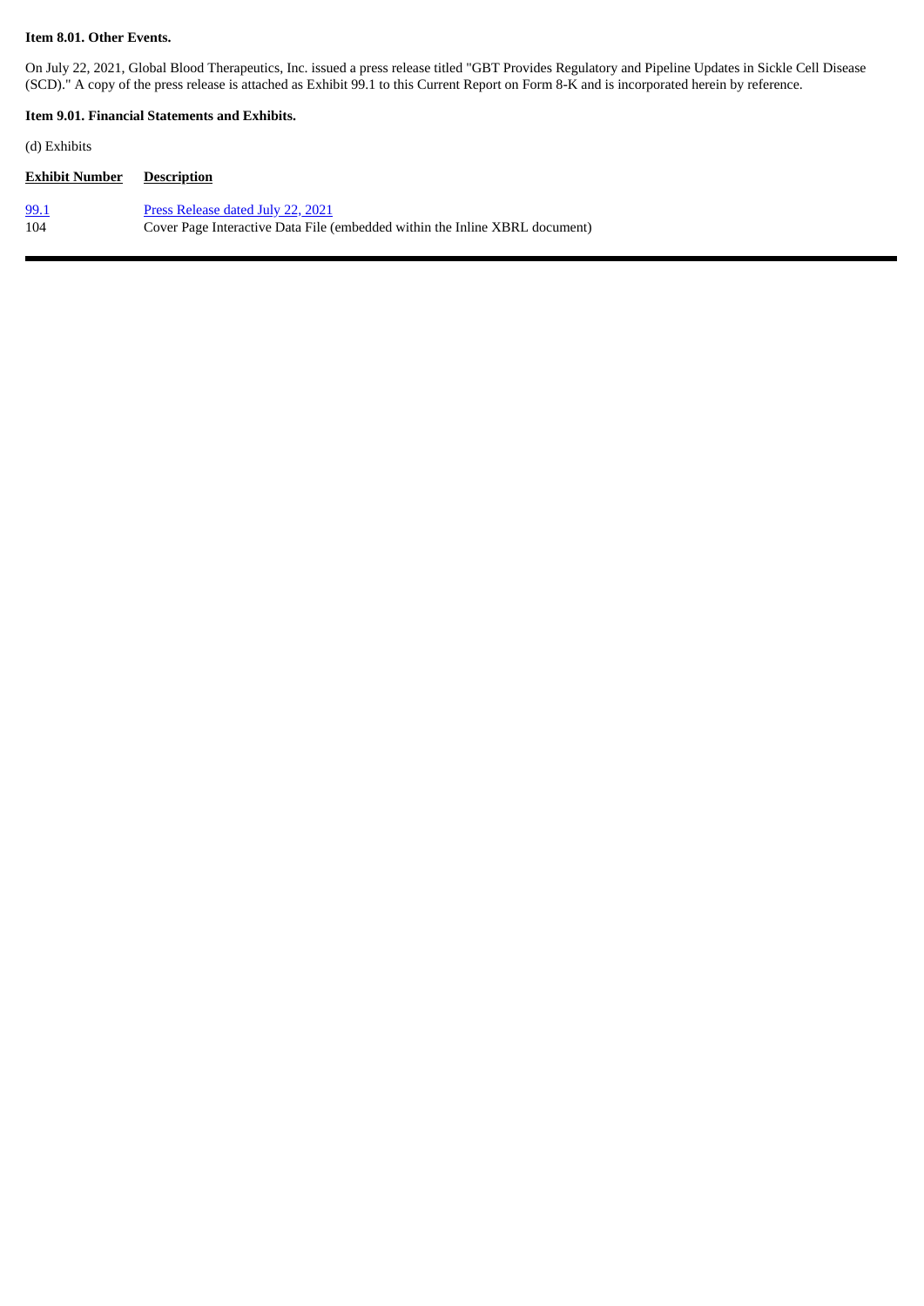**Item 8.01. Other Events.**

On July 22, 2021, Global Blood Therapeutics, Inc. issued a press release titled "GBT Provides Regulatory and Pipeline Updates in Sickle Cell Disease (SCD)." A copy of the press release is attached as Exhibit 99.1 to this Current Report on Form 8-K and is incorporated herein by reference.

**Item 9.01. Financial Statements and Exhibits.**

(d) Exhibits

| Exhibit Number | Description |
| --- | --- |
| 99.1 | Press Release dated July 22, 2021 |
| 104 | Cover Page Interactive Data File (embedded within the Inline XBRL document) |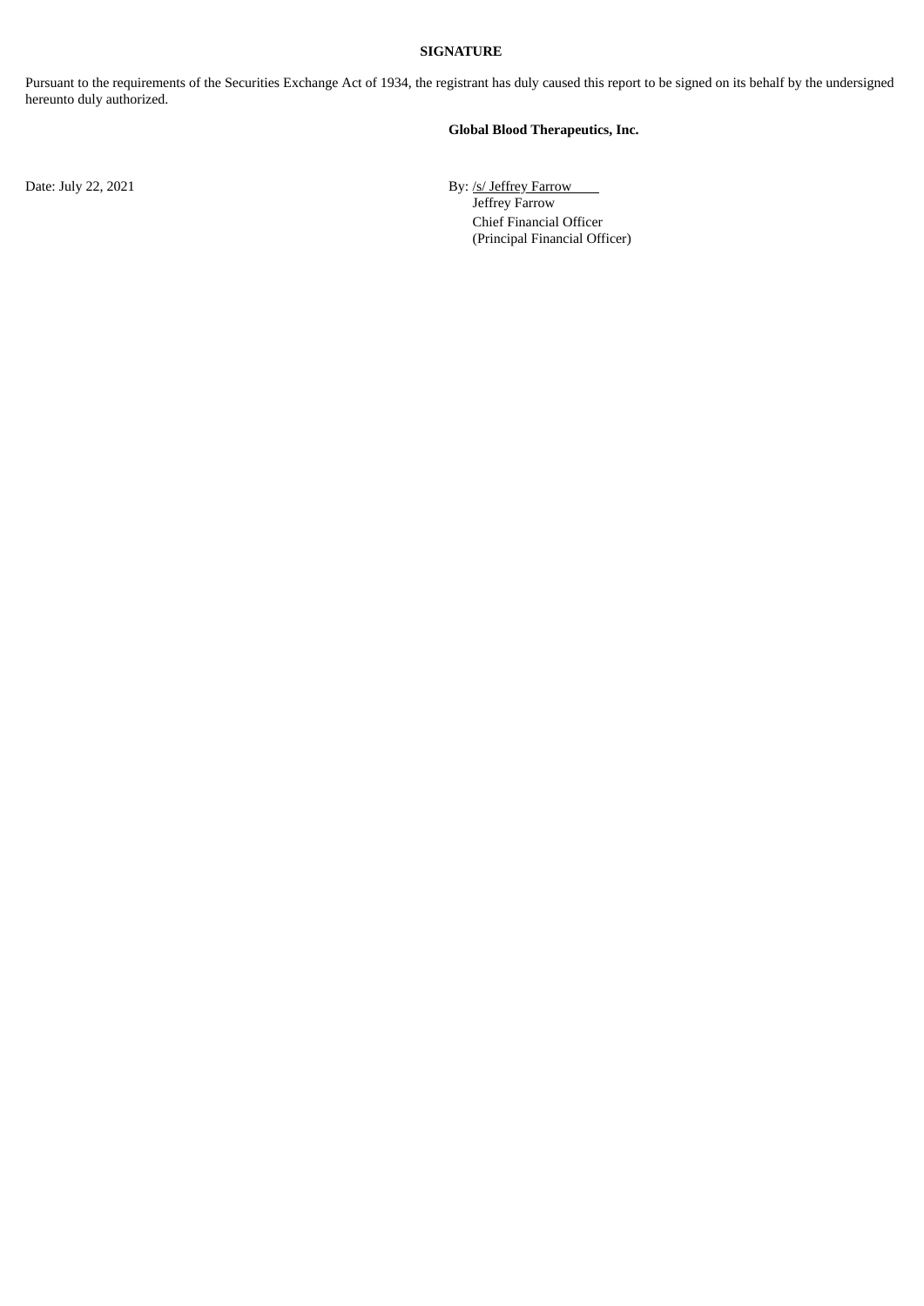**SIGNATURE**

Pursuant to the requirements of the Securities Exchange Act of 1934, the registrant has duly caused this report to be signed on its behalf by the undersigned hereunto duly authorized.

**Global Blood Therapeutics, Inc.**

Date: July 22, 2021

By: /s/ Jeffrey Farrow
Jeffrey Farrow
Chief Financial Officer
(Principal Financial Officer)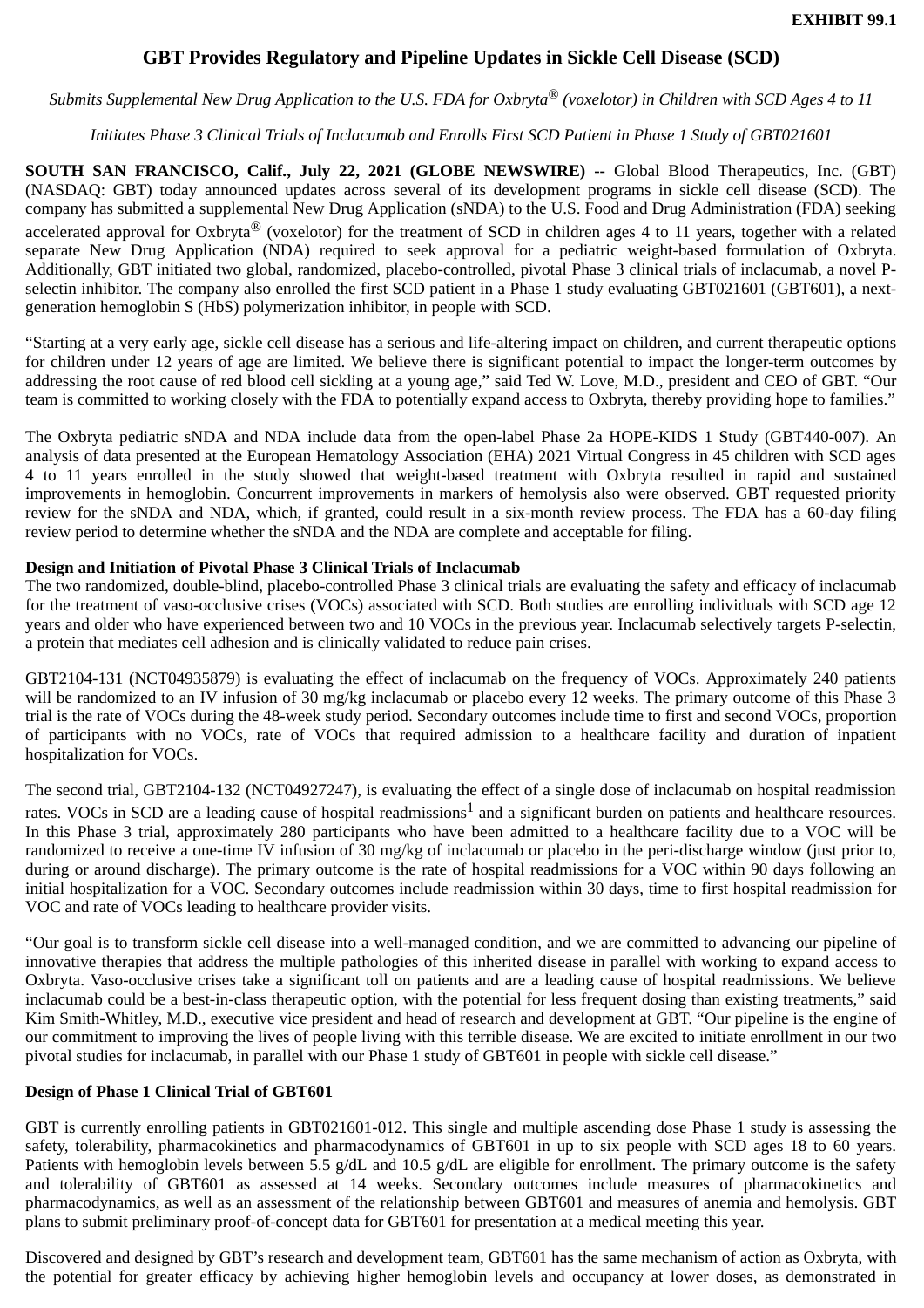**EXHIBIT 99.1**

# GBT Provides Regulatory and Pipeline Updates in Sickle Cell Disease (SCD)

*Submits Supplemental New Drug Application to the U.S. FDA for Oxbryta® (voxelotor) in Children with SCD Ages 4 to 11*

*Initiates Phase 3 Clinical Trials of Inclacumab and Enrolls First SCD Patient in Phase 1 Study of GBT021601*

**SOUTH SAN FRANCISCO, Calif., July 22, 2021 (GLOBE NEWSWIRE) --** Global Blood Therapeutics, Inc. (GBT) (NASDAQ: GBT) today announced updates across several of its development programs in sickle cell disease (SCD). The company has submitted a supplemental New Drug Application (sNDA) to the U.S. Food and Drug Administration (FDA) seeking accelerated approval for Oxbryta® (voxelotor) for the treatment of SCD in children ages 4 to 11 years, together with a related separate New Drug Application (NDA) required to seek approval for a pediatric weight-based formulation of Oxbryta. Additionally, GBT initiated two global, randomized, placebo-controlled, pivotal Phase 3 clinical trials of inclacumab, a novel P-selectin inhibitor. The company also enrolled the first SCD patient in a Phase 1 study evaluating GBT021601 (GBT601), a next-generation hemoglobin S (HbS) polymerization inhibitor, in people with SCD.

"Starting at a very early age, sickle cell disease has a serious and life-altering impact on children, and current therapeutic options for children under 12 years of age are limited. We believe there is significant potential to impact the longer-term outcomes by addressing the root cause of red blood cell sickling at a young age," said Ted W. Love, M.D., president and CEO of GBT. "Our team is committed to working closely with the FDA to potentially expand access to Oxbryta, thereby providing hope to families."

The Oxbryta pediatric sNDA and NDA include data from the open-label Phase 2a HOPE-KIDS 1 Study (GBT440-007). An analysis of data presented at the European Hematology Association (EHA) 2021 Virtual Congress in 45 children with SCD ages 4 to 11 years enrolled in the study showed that weight-based treatment with Oxbryta resulted in rapid and sustained improvements in hemoglobin. Concurrent improvements in markers of hemolysis also were observed. GBT requested priority review for the sNDA and NDA, which, if granted, could result in a six-month review process. The FDA has a 60-day filing review period to determine whether the sNDA and the NDA are complete and acceptable for filing.

**Design and Initiation of Pivotal Phase 3 Clinical Trials of Inclacumab**

The two randomized, double-blind, placebo-controlled Phase 3 clinical trials are evaluating the safety and efficacy of inclacumab for the treatment of vaso-occlusive crises (VOCs) associated with SCD. Both studies are enrolling individuals with SCD age 12 years and older who have experienced between two and 10 VOCs in the previous year. Inclacumab selectively targets P-selectin, a protein that mediates cell adhesion and is clinically validated to reduce pain crises.

GBT2104-131 (NCT04935879) is evaluating the effect of inclacumab on the frequency of VOCs. Approximately 240 patients will be randomized to an IV infusion of 30 mg/kg inclacumab or placebo every 12 weeks. The primary outcome of this Phase 3 trial is the rate of VOCs during the 48-week study period. Secondary outcomes include time to first and second VOCs, proportion of participants with no VOCs, rate of VOCs that required admission to a healthcare facility and duration of inpatient hospitalization for VOCs.

The second trial, GBT2104-132 (NCT04927247), is evaluating the effect of a single dose of inclacumab on hospital readmission rates. VOCs in SCD are a leading cause of hospital readmissions[1] and a significant burden on patients and healthcare resources. In this Phase 3 trial, approximately 280 participants who have been admitted to a healthcare facility due to a VOC will be randomized to receive a one-time IV infusion of 30 mg/kg of inclacumab or placebo in the peri-discharge window (just prior to, during or around discharge). The primary outcome is the rate of hospital readmissions for a VOC within 90 days following an initial hospitalization for a VOC. Secondary outcomes include readmission within 30 days, time to first hospital readmission for VOC and rate of VOCs leading to healthcare provider visits.

"Our goal is to transform sickle cell disease into a well-managed condition, and we are committed to advancing our pipeline of innovative therapies that address the multiple pathologies of this inherited disease in parallel with working to expand access to Oxbryta. Vaso-occlusive crises take a significant toll on patients and are a leading cause of hospital readmissions. We believe inclacumab could be a best-in-class therapeutic option, with the potential for less frequent dosing than existing treatments," said Kim Smith-Whitley, M.D., executive vice president and head of research and development at GBT. "Our pipeline is the engine of our commitment to improving the lives of people living with this terrible disease. We are excited to initiate enrollment in our two pivotal studies for inclacumab, in parallel with our Phase 1 study of GBT601 in people with sickle cell disease."

**Design of Phase 1 Clinical Trial of GBT601**

GBT is currently enrolling patients in GBT021601-012. This single and multiple ascending dose Phase 1 study is assessing the safety, tolerability, pharmacokinetics and pharmacodynamics of GBT601 in up to six people with SCD ages 18 to 60 years. Patients with hemoglobin levels between 5.5 g/dL and 10.5 g/dL are eligible for enrollment. The primary outcome is the safety and tolerability of GBT601 as assessed at 14 weeks. Secondary outcomes include measures of pharmacokinetics and pharmacodynamics, as well as an assessment of the relationship between GBT601 and measures of anemia and hemolysis. GBT plans to submit preliminary proof-of-concept data for GBT601 for presentation at a medical meeting this year.

Discovered and designed by GBT's research and development team, GBT601 has the same mechanism of action as Oxbryta, with the potential for greater efficacy by achieving higher hemoglobin levels and occupancy at lower doses, as demonstrated in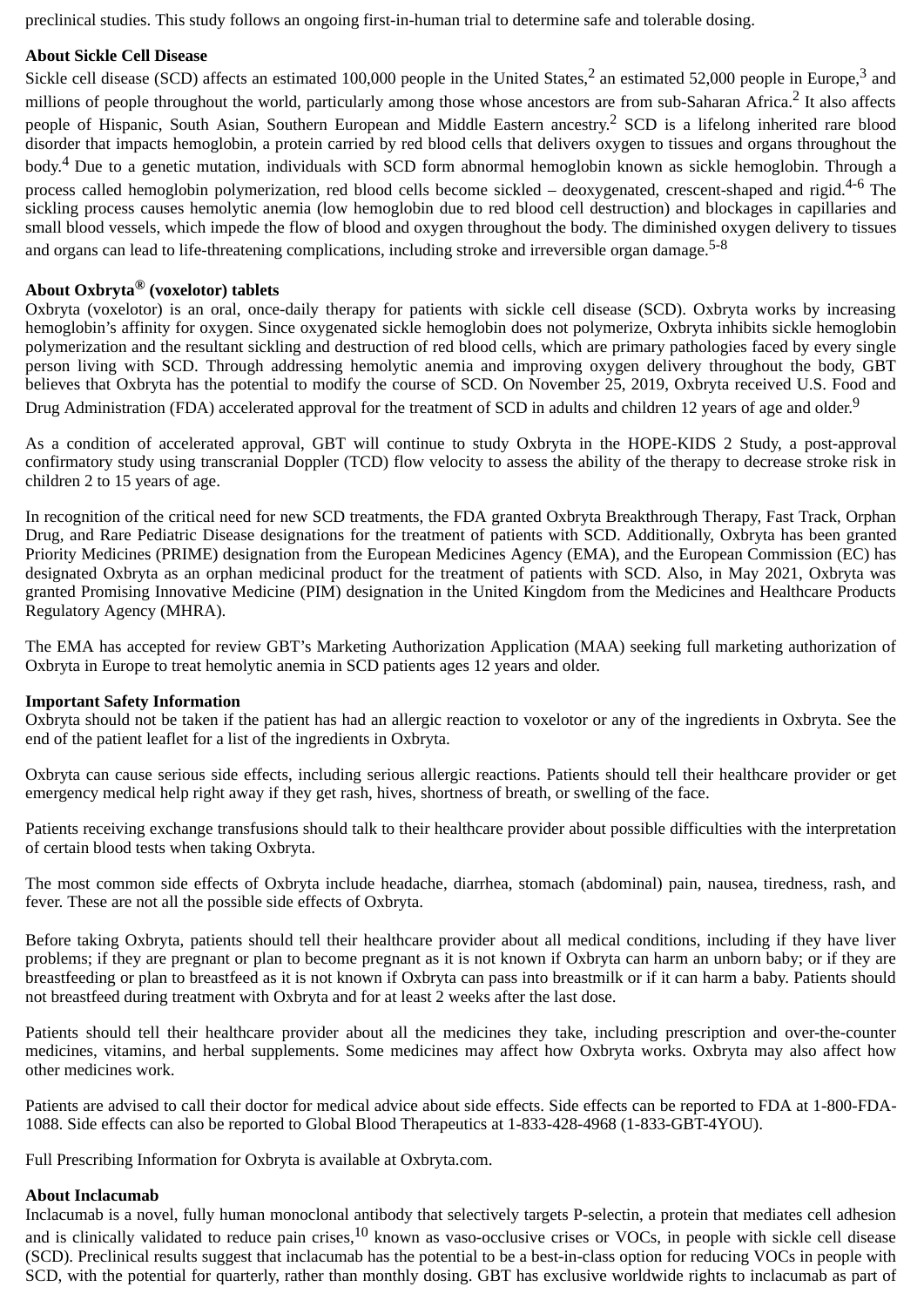preclinical studies. This study follows an ongoing first-in-human trial to determine safe and tolerable dosing.

**About Sickle Cell Disease**

Sickle cell disease (SCD) affects an estimated 100,000 people in the United States,[2] an estimated 52,000 people in Europe,[3] and millions of people throughout the world, particularly among those whose ancestors are from sub-Saharan Africa.[2] It also affects people of Hispanic, South Asian, Southern European and Middle Eastern ancestry.[2] SCD is a lifelong inherited rare blood disorder that impacts hemoglobin, a protein carried by red blood cells that delivers oxygen to tissues and organs throughout the body.[4] Due to a genetic mutation, individuals with SCD form abnormal hemoglobin known as sickle hemoglobin. Through a process called hemoglobin polymerization, red blood cells become sickled – deoxygenated, crescent-shaped and rigid.[4-6] The sickling process causes hemolytic anemia (low hemoglobin due to red blood cell destruction) and blockages in capillaries and small blood vessels, which impede the flow of blood and oxygen throughout the body. The diminished oxygen delivery to tissues and organs can lead to life-threatening complications, including stroke and irreversible organ damage.[5-8]

**About Oxbryta® (voxelotor) tablets**

Oxbryta (voxelotor) is an oral, once-daily therapy for patients with sickle cell disease (SCD). Oxbryta works by increasing hemoglobin's affinity for oxygen. Since oxygenated sickle hemoglobin does not polymerize, Oxbryta inhibits sickle hemoglobin polymerization and the resultant sickling and destruction of red blood cells, which are primary pathologies faced by every single person living with SCD. Through addressing hemolytic anemia and improving oxygen delivery throughout the body, GBT believes that Oxbryta has the potential to modify the course of SCD. On November 25, 2019, Oxbryta received U.S. Food and Drug Administration (FDA) accelerated approval for the treatment of SCD in adults and children 12 years of age and older.[9]

As a condition of accelerated approval, GBT will continue to study Oxbryta in the HOPE-KIDS 2 Study, a post-approval confirmatory study using transcranial Doppler (TCD) flow velocity to assess the ability of the therapy to decrease stroke risk in children 2 to 15 years of age.

In recognition of the critical need for new SCD treatments, the FDA granted Oxbryta Breakthrough Therapy, Fast Track, Orphan Drug, and Rare Pediatric Disease designations for the treatment of patients with SCD. Additionally, Oxbryta has been granted Priority Medicines (PRIME) designation from the European Medicines Agency (EMA), and the European Commission (EC) has designated Oxbryta as an orphan medicinal product for the treatment of patients with SCD. Also, in May 2021, Oxbryta was granted Promising Innovative Medicine (PIM) designation in the United Kingdom from the Medicines and Healthcare Products Regulatory Agency (MHRA).

The EMA has accepted for review GBT's Marketing Authorization Application (MAA) seeking full marketing authorization of Oxbryta in Europe to treat hemolytic anemia in SCD patients ages 12 years and older.

**Important Safety Information**

Oxbryta should not be taken if the patient has had an allergic reaction to voxelotor or any of the ingredients in Oxbryta. See the end of the patient leaflet for a list of the ingredients in Oxbryta.

Oxbryta can cause serious side effects, including serious allergic reactions. Patients should tell their healthcare provider or get emergency medical help right away if they get rash, hives, shortness of breath, or swelling of the face.

Patients receiving exchange transfusions should talk to their healthcare provider about possible difficulties with the interpretation of certain blood tests when taking Oxbryta.

The most common side effects of Oxbryta include headache, diarrhea, stomach (abdominal) pain, nausea, tiredness, rash, and fever. These are not all the possible side effects of Oxbryta.

Before taking Oxbryta, patients should tell their healthcare provider about all medical conditions, including if they have liver problems; if they are pregnant or plan to become pregnant as it is not known if Oxbryta can harm an unborn baby; or if they are breastfeeding or plan to breastfeed as it is not known if Oxbryta can pass into breastmilk or if it can harm a baby. Patients should not breastfeed during treatment with Oxbryta and for at least 2 weeks after the last dose.

Patients should tell their healthcare provider about all the medicines they take, including prescription and over-the-counter medicines, vitamins, and herbal supplements. Some medicines may affect how Oxbryta works. Oxbryta may also affect how other medicines work.

Patients are advised to call their doctor for medical advice about side effects. Side effects can be reported to FDA at 1-800-FDA-1088. Side effects can also be reported to Global Blood Therapeutics at 1-833-428-4968 (1-833-GBT-4YOU).

Full Prescribing Information for Oxbryta is available at Oxbryta.com.

**About Inclacumab**

Inclacumab is a novel, fully human monoclonal antibody that selectively targets P-selectin, a protein that mediates cell adhesion and is clinically validated to reduce pain crises,[10] known as vaso-occlusive crises or VOCs, in people with sickle cell disease (SCD). Preclinical results suggest that inclacumab has the potential to be a best-in-class option for reducing VOCs in people with SCD, with the potential for quarterly, rather than monthly dosing. GBT has exclusive worldwide rights to inclacumab as part of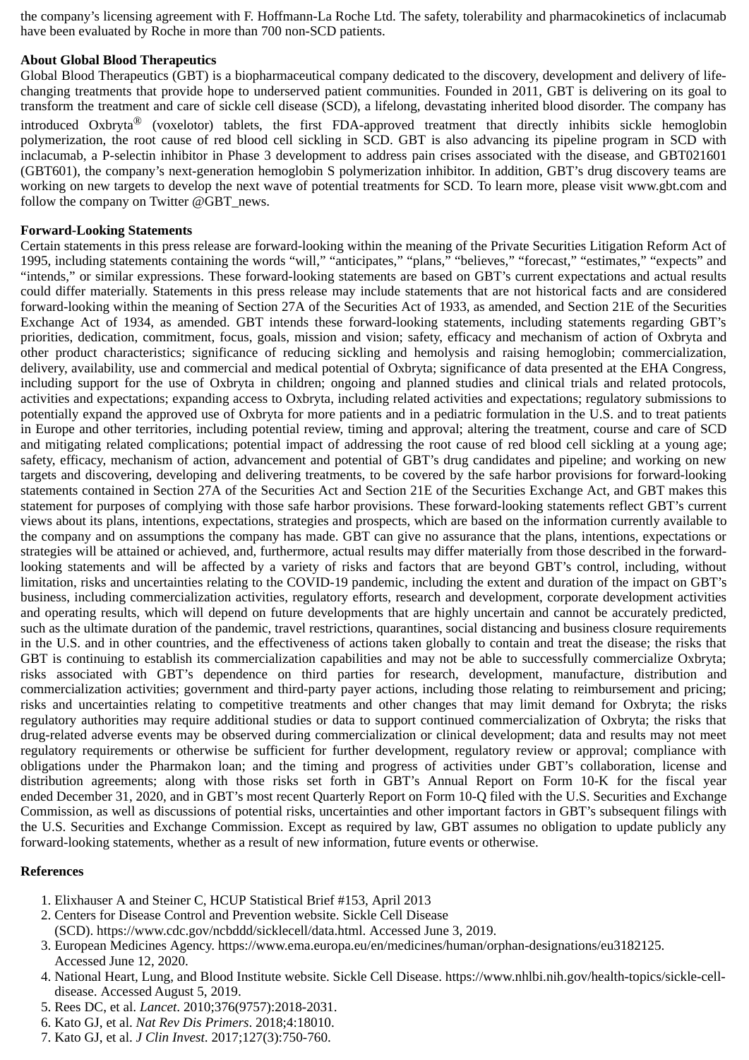the company's licensing agreement with F. Hoffmann-La Roche Ltd. The safety, tolerability and pharmacokinetics of inclacumab have been evaluated by Roche in more than 700 non-SCD patients.

**About Global Blood Therapeutics**

Global Blood Therapeutics (GBT) is a biopharmaceutical company dedicated to the discovery, development and delivery of life-changing treatments that provide hope to underserved patient communities. Founded in 2011, GBT is delivering on its goal to transform the treatment and care of sickle cell disease (SCD), a lifelong, devastating inherited blood disorder. The company has introduced Oxbryta® (voxelotor) tablets, the first FDA-approved treatment that directly inhibits sickle hemoglobin polymerization, the root cause of red blood cell sickling in SCD. GBT is also advancing its pipeline program in SCD with inclacumab, a P-selectin inhibitor in Phase 3 development to address pain crises associated with the disease, and GBT021601 (GBT601), the company's next-generation hemoglobin S polymerization inhibitor. In addition, GBT's drug discovery teams are working on new targets to develop the next wave of potential treatments for SCD. To learn more, please visit www.gbt.com and follow the company on Twitter @GBT_news.

**Forward-Looking Statements**

Certain statements in this press release are forward-looking within the meaning of the Private Securities Litigation Reform Act of 1995, including statements containing the words "will," "anticipates," "plans," "believes," "forecast," "estimates," "expects" and "intends," or similar expressions. These forward-looking statements are based on GBT's current expectations and actual results could differ materially. Statements in this press release may include statements that are not historical facts and are considered forward-looking within the meaning of Section 27A of the Securities Act of 1933, as amended, and Section 21E of the Securities Exchange Act of 1934, as amended. GBT intends these forward-looking statements, including statements regarding GBT's priorities, dedication, commitment, focus, goals, mission and vision; safety, efficacy and mechanism of action of Oxbryta and other product characteristics; significance of reducing sickling and hemolysis and raising hemoglobin; commercialization, delivery, availability, use and commercial and medical potential of Oxbryta; significance of data presented at the EHA Congress, including support for the use of Oxbryta in children; ongoing and planned studies and clinical trials and related protocols, activities and expectations; expanding access to Oxbryta, including related activities and expectations; regulatory submissions to potentially expand the approved use of Oxbryta for more patients and in a pediatric formulation in the U.S. and to treat patients in Europe and other territories, including potential review, timing and approval; altering the treatment, course and care of SCD and mitigating related complications; potential impact of addressing the root cause of red blood cell sickling at a young age; safety, efficacy, mechanism of action, advancement and potential of GBT's drug candidates and pipeline; and working on new targets and discovering, developing and delivering treatments, to be covered by the safe harbor provisions for forward-looking statements contained in Section 27A of the Securities Act and Section 21E of the Securities Exchange Act, and GBT makes this statement for purposes of complying with those safe harbor provisions. These forward-looking statements reflect GBT's current views about its plans, intentions, expectations, strategies and prospects, which are based on the information currently available to the company and on assumptions the company has made. GBT can give no assurance that the plans, intentions, expectations or strategies will be attained or achieved, and, furthermore, actual results may differ materially from those described in the forward-looking statements and will be affected by a variety of risks and factors that are beyond GBT's control, including, without limitation, risks and uncertainties relating to the COVID-19 pandemic, including the extent and duration of the impact on GBT's business, including commercialization activities, regulatory efforts, research and development, corporate development activities and operating results, which will depend on future developments that are highly uncertain and cannot be accurately predicted, such as the ultimate duration of the pandemic, travel restrictions, quarantines, social distancing and business closure requirements in the U.S. and in other countries, and the effectiveness of actions taken globally to contain and treat the disease; the risks that GBT is continuing to establish its commercialization capabilities and may not be able to successfully commercialize Oxbryta; risks associated with GBT's dependence on third parties for research, development, manufacture, distribution and commercialization activities; government and third-party payer actions, including those relating to reimbursement and pricing; risks and uncertainties relating to competitive treatments and other changes that may limit demand for Oxbryta; the risks regulatory authorities may require additional studies or data to support continued commercialization of Oxbryta; the risks that drug-related adverse events may be observed during commercialization or clinical development; data and results may not meet regulatory requirements or otherwise be sufficient for further development, regulatory review or approval; compliance with obligations under the Pharmakon loan; and the timing and progress of activities under GBT's collaboration, license and distribution agreements; along with those risks set forth in GBT's Annual Report on Form 10-K for the fiscal year ended December 31, 2020, and in GBT's most recent Quarterly Report on Form 10-Q filed with the U.S. Securities and Exchange Commission, as well as discussions of potential risks, uncertainties and other important factors in GBT's subsequent filings with the U.S. Securities and Exchange Commission. Except as required by law, GBT assumes no obligation to update publicly any forward-looking statements, whether as a result of new information, future events or otherwise.

**References**

1. Elixhauser A and Steiner C, HCUP Statistical Brief #153, April 2013
2. Centers for Disease Control and Prevention website. Sickle Cell Disease (SCD). https://www.cdc.gov/ncbddd/sicklecell/data.html. Accessed June 3, 2019.
3. European Medicines Agency. https://www.ema.europa.eu/en/medicines/human/orphan-designations/eu3182125. Accessed June 12, 2020.
4. National Heart, Lung, and Blood Institute website. Sickle Cell Disease. https://www.nhlbi.nih.gov/health-topics/sickle-cell-disease. Accessed August 5, 2019.
5. Rees DC, et al. *Lancet*. 2010;376(9757):2018-2031.
6. Kato GJ, et al. *Nat Rev Dis Primers*. 2018;4:18010.
7. Kato GJ, et al. *J Clin Invest*. 2017;127(3):750-760.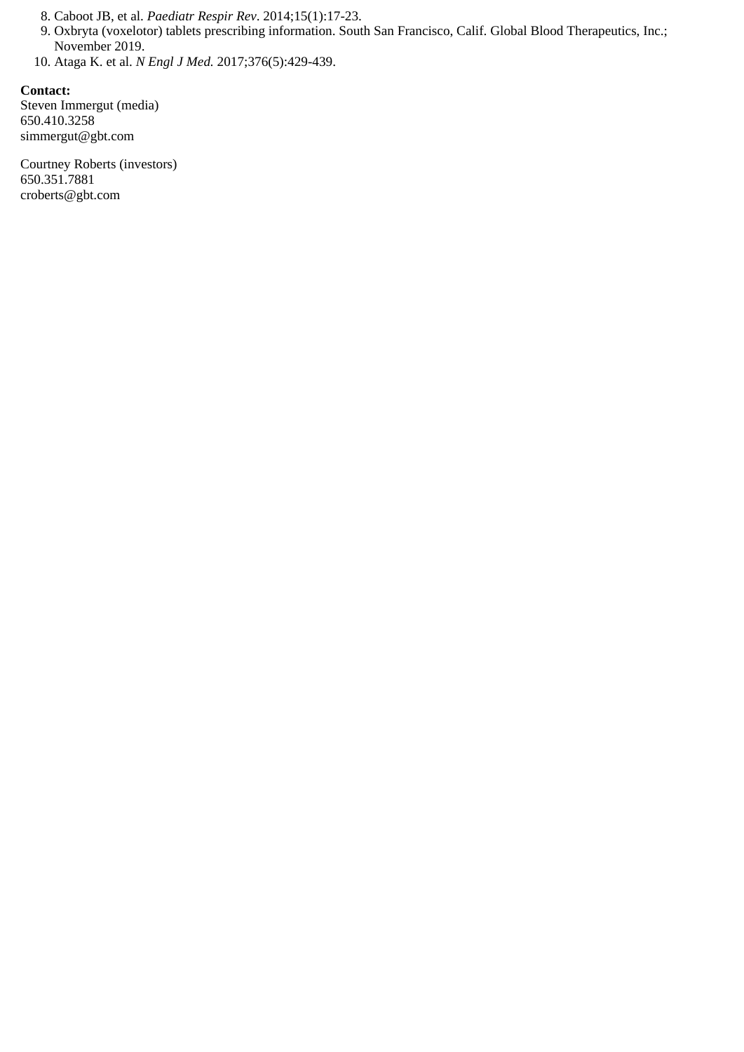8. Caboot JB, et al. *Paediatr Respir Rev*. 2014;15(1):17-23.
9. Oxbryta (voxelotor) tablets prescribing information. South San Francisco, Calif. Global Blood Therapeutics, Inc.; November 2019.
10. Ataga K. et al. *N Engl J Med.* 2017;376(5):429-439.

**Contact:**
Steven Immergut (media)
650.410.3258
simmergut@gbt.com

Courtney Roberts (investors)
650.351.7881
croberts@gbt.com